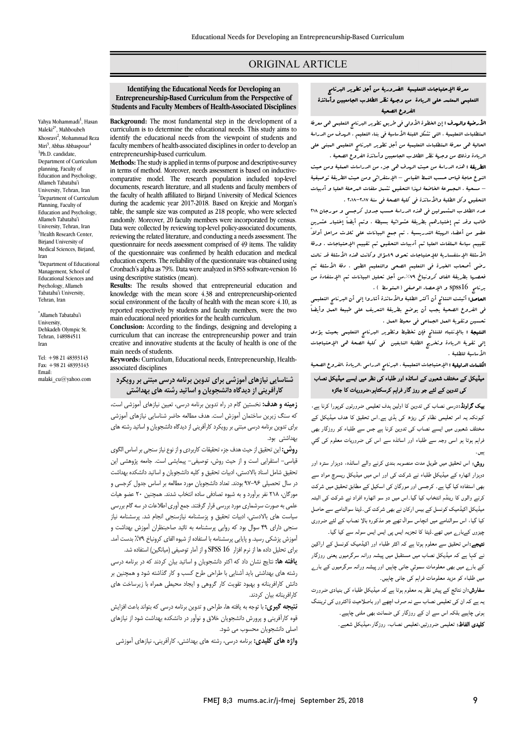# ORIGINAL ARTICLE

## Identifying the Educational Needs for Developing an Entrepreneurship-Based Curriculum from the Perspective of Students and Faculty Members of Health-Associated Disciplines

Yahya Mohammadi[1], Hasan Maleki[2*], Mahboubeh Khosravi[2], Mohammad Reza Miri[3], Abbas Abbaspour[4]

[1]Ph.D. candidate, Department of Curriculum planning, Faculty of Education and Psychology, Allameh Tabataba'i University, Tehran, Iran
[2]Department of Curriculum Planning, Faculty of Education and Psychology, Allameh Tabataba'i University, Tehran, Iran
[3]Health Research Center, Birjand University of Medical Sciences, Birjand, Iran
[4]Department of Educational Management, School of Educational Sciences and Psychology, Allameh Tabataba'i University, Tehran, Iran

*Allameh Tabataba'i University, Dehkadeh Olympic St. Tehran, 148984511 Iran

Tel: +98 21 48393143
Fax: +98 21 48393143
Email: malaki_cu@yahoo.com

**Background:** The most fundamental step in the development of a curriculum is to determine the educational needs. This study aims to identify the educational needs from the viewpoint of students and faculty members of health-associated disciplines in order to develop an entrepreneurship-based curriculum.

**Methods:** The study is applied in terms of purpose and descriptive-survey in terms of method. Moreover, needs assessment is based on inductive-comparative model. The research population included top-level documents, research literature, and all students and faculty members of the faculty of health affiliated to Birjand University of Medical Sciences during the academic year 2017-2018. Based on Krejcie and Morgan's table, the sample size was computed as 218 people, who were selected randomly. Moreover, 20 faculty members were incorporated by census. Data were collected by reviewing top-level policy-associated documents, reviewing the related literature, and conducting a needs assessment. The questionnaire for needs assessment comprised of 49 items. The validity of the questionnaire was confirmed by health education and medical education experts. The reliability of the questionnaire was obtained using Cronbach's alpha as 79%. Data were analyzed in SPSS software-version 16 using descriptive statistics (mean).

**Results:** The results showed that entrepreneurial education and knowledge with the mean score 4.38 and entrepreneurship-oriented social environment of the faculty of health with the mean score 4.10, as reported respectively by students and faculty members, were the two main educational need priorities for the health curriculum.

**Conclusion:** According to the findings, designing and developing a curriculum that can increase the entrepreneurship power and train creative and innovative students at the faculty of health is one of the main needs of students.

**Keywords:** Curriculum, Educational needs, Entrepreneurship, Health-associated disciplines

## معرفة الإحتياجات التعليمية الضرورية من أجل تطوير البرنامج التعليمي المعتمد على الريادة من وجهة نظر الطلاب الجامعيين وأساتذة الفروع الصحية

**الأرضية والهدف :** إن الخطوة الأولى في طريق تطوير البرنامج التعليمي هي معرفة المتطلبات التعليمية ، التي تشكل اللبنة الأساسية في بناء التعليم . الهدف من الدراسة الحالية هي معرفة المتطلبات التعليمية من أجل تطوير البرنامج التعليمي المبني على الريادة وذلك من وجهة نظر الطلاب الجامعيين وأساتذة الفروع الصحية .

**الطريقة :** هذه الدراسة من حيث الهدف هي جزء من الدراسات العملية ومن حيث النوع حاجة قياس حسب النمط القياسي – الإستقرائي ومن حيث الطريقة توصيفية – مسحية . المجموعة الخاضعة لهذا التحقيق تشمل ملفات المرحلة العليا و أدبيات التحقيق وكل الطلبة والأساتذة في كلية الصحة في سنة ٢٠١٧–٢٠١٨ . عدد الطلاب المشمولين في هذه الدراسة حسب جدول كرجسي و مورجان ٢١٨ طالب وقد تم إختيارهم بطريقة عشوائية بسيطة . وتم أيضاً إختيار عشرين عضو من أعضاء الهيئة التدريسية . تم جمع البيانات على ثلاث مراحل أولاً تقييم سياسة الملفات العليا ثم أدبيات التحقيق ثم تقييم الإحتياجات . ورقة الأسئلة الإستفسارية للإحتياجات تحوي ٤٩سؤال وكانت هذه الأسئلة قد نالت رضى أصحاب الخبرة في التعليم الصحي والتعليم الطبي . دقة الأسئلة تم فحصها بطريقة الفاي كرونباخ ٧٩٪ .من أجل تحليل البيانات تم الإستفادة من برنامج spss16 و الإحصاء الوصفي (المتوسط ) .

**الحاصل:** أثبتت النتائج أن أكثر الطلبة والأساتذة أشاروا إلى أن البرنامج التعليمي في الفروع الصحية يجب أن يوضع بطريقة التعريف على طبيعة العمل وأيضاً تحسين وتقوية العمل الجماعي في محيط العمل .

**النتيجة :** بالإنتباه للنتائج فإن تخطيط وتطوير البرنامج التعليمي بحيث يؤدي إلى تقوية الريادة وتخريج الطلبة النابغين في كلية الصحة هي الإحتياجات الأساسية للطلبة .

**الكلمات الدليلية :** الإحتياجات التعليمية ، البرنامج الدراسي ،الريادة ،الفروع الصحية

## میڈیکل کے مختلف شعبوں کے اساتذہ اور طلباء کی نظر میں ایسے میڈیکل نصاب کی تدوین کے لئے جو روز گار فراہم کرسکتاہو،ضروریات کا جائزہ

**بیک گراونڈ:**درسی نصاب کی تدوین کا اولین ہدف تعلیمی ضرورتوں کوپورا کرنا ہے، کیونکہ یہ امر تعلیمی نظام کی ریڈھ کی ہڈی ہے۔اس تحقیق کا ہدف میڈیکل کے مختلف شعبوں میں ایسے نصاب کی تدوین کرنا ہے جس سے طلباء کو روزگار بھی فراہم ہوتا ہو اسی وجہ سے طلباء اور اساتذہ سے اس کی ضروریات معلوم کی گئي ہیں۔

**روش:** اس تحقیق میں طویل مدت منصوبہ بندی کرنے والے اساتذہ، دوہزار سترہ اور دوہزار اٹھارہ کے میڈیکل طلباء نے شرکت کی اور اس میں میڈیکل ریسرچ مواد سے بھی استفادہ کیا گیا ہے ۔ کرجسی اور مورگان کی اسکیل کے مطابق تحقیق میں شرکت کرنے والوں کا رینڈم انتخاب کیا گیا۔اس میں دو سو اٹھارہ افراد نے شرکت کی البتہ میڈیکل اکیڈمیک کونسل کے بیس ارکان نے بھی شرکت کی۔ڈیٹا سوالنامے سے حاصل کیا گیا، اس سوالنامے میں انچاس سوال تھے جو مذکورہ بالا نصاب کے لئے ضروری چیزوں کےبارے میں تھے۔ڈیٹا کا تجزیہ ایس پی ایس ایس سولہ سے کیا گیا۔

**نتیجے:**اس تحقیق سے معلوم ہوتا ہے کہ اکثر طلباء اور اکیڈمیک کونسل کے اراکین نے کہا ہے کہ میڈیکل نصاب میں مستقبل میں پیشہ ورانہ سرگرمیوں یعنی روزگار کے بارے میں بھی معلومات سموئي جانی چاہیں اور پیشہ ورانہ سرگرمیوں کے بارے میں طلباء کو مزید معلومات فراہم کی جانی چاہیں۔

**سفارش:**ان نتائج کے پیش نظر یہ معلوم ہوتا ہے کہ میڈیکل طلباء کی بنیادی ضرورت یہ ہے کہ ان کی تعلیمی نصاب سے نہ صرف اچھے اور باصلاحیت ڈاکٹروں کی ٹریننگ ہونی چاہیے بلکہ اس سے ان کے روزگار کی ضمانت بھی ملنی چاہیے۔

**کلیدی الفاظ:** تعلیمی ضرورتیں،تعلیمی نصاب، روزگار،میڈیکل شعبے۔

## شناسایی نیازهای آموزشی برای تدوین برنامه درسی مبتنی بر رویکرد کارآفرینی از دیدگاه دانشجویان و اساتید رشته های بهداشتی

**زمینه و هدف:** نخستین گام در راه تدوین برنامه درسی، تعیین نیازهای آموزشی است، که سنگ زیربن ساختمان آموزش است. هدف مطالعه حاضر شناسایی نیازهای آموزشی برای تدوین برنامه درسی مبتنی بر رویکرد کارآفرینی از دیدگاه دانشجویان و اساتید رشته های بهداشتی بود.

**روش:** این تحقیق از حیث هدف جزء تحقیقات کاربردی و از نوع نیاز سنجی بر اساس الگوی قیاسی- استقرایی است و از حیث روش، توصیفی- پیمایشی است. جامعه پژوهشی این تحقیق شامل اسناد بالادستی، ادبیات تحقیق و کلیه دانشجویان و اساتید دانشکده بهداشت در سال تحصیلی ۹۶-۹۷ بودند. تعداد دانشجویان مورد مطالعه بر اساس جدول کرجسی و مورگان، ۲۱۸ نفر برآورد و به شیوه تصادفی ساده انتخاب شدند. همچنین ۲۰ عضو هیات علمی به صورت سرشماری مورد بررسی قرار گرفتند. جمع آوری اطلاعات در سه گام بررسی سیاست های بالادستی، ادبیات تحقیق و پرسشنامه نیازسنجی انجام شد. پرسشنامه نیاز سنجی دارای ۴۹ سوال بود که روایی پرسشنامه به تائید صاحبنظران آموزش بهداشت و آموزش پزشکی رسید. و پایایی پرسشنامه با استفاده از شیوه الفای کرونباخ ۷۹٪ بدست آمد. برای تحلیل داده ها از نرم افزار SPSS 16 و از آمار توصیفی (میانگین) استفاده شد.

**یافته ها:** نتایج نشان داد که اکثر دانشجویان و اساتید بیان کردند که در برنامه درسی رشته های بهداشتی باید آشنایی با طراحی طرح کسب و کار گذاشته شود و همچنین بر دانش کارافرینانه و بهبود تقویت کار گروهی و ایجاد محیطی همراه با زیرساخت های کارافرینانه بیان کردند.

**نتیجه گیری:** با توجه به یافته ها، طراحی و تدوین برنامه درسی که بتواند باعث افزایش قوه کارآفرینی و پرورش دانشجویان خلاق و نوآور در دانشکده بهداشت شود از نیازهای اصلی دانشجویان محسوب می شود.

**واژه های کلیدی:** برنامه درسی، رشته های بهداشتی، کارآفرینی، نیازهای آموزشی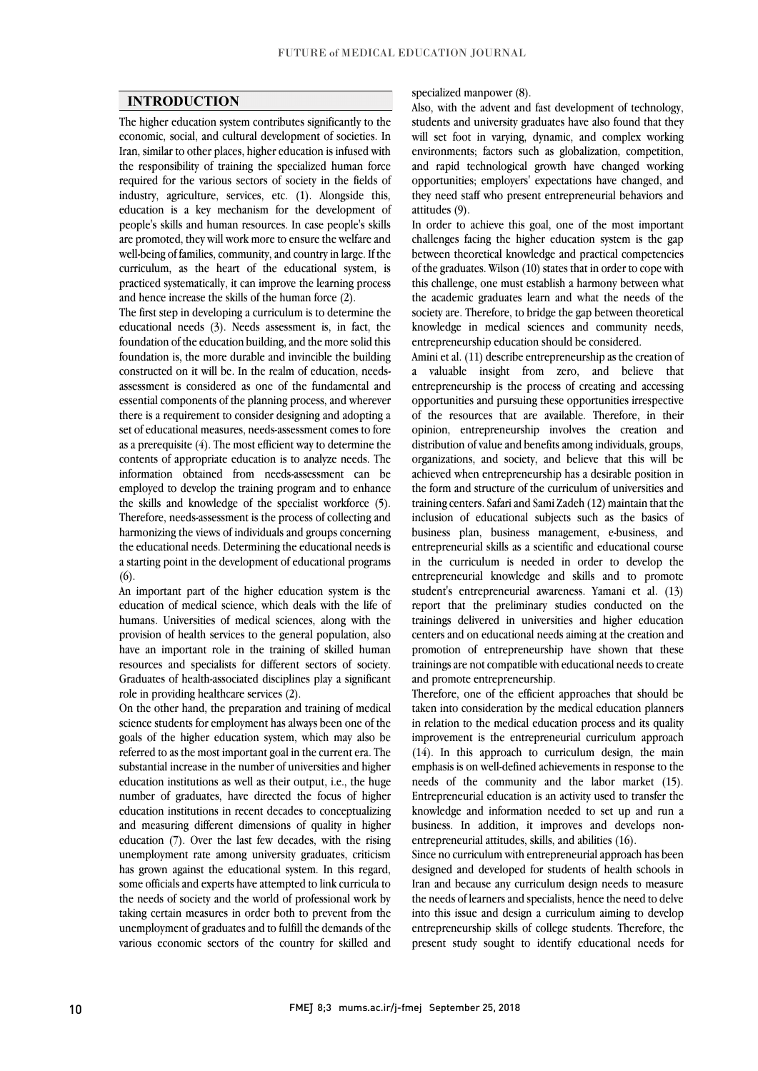## INTRODUCTION

The higher education system contributes significantly to the economic, social, and cultural development of societies. In Iran, similar to other places, higher education is infused with the responsibility of training the specialized human force required for the various sectors of society in the fields of industry, agriculture, services, etc. (1). Alongside this, education is a key mechanism for the development of people's skills and human resources. In case people's skills are promoted, they will work more to ensure the welfare and well-being of families, community, and country in large. If the curriculum, as the heart of the educational system, is practiced systematically, it can improve the learning process and hence increase the skills of the human force (2).

The first step in developing a curriculum is to determine the educational needs (3). Needs assessment is, in fact, the foundation of the education building, and the more solid this foundation is, the more durable and invincible the building constructed on it will be. In the realm of education, needs-assessment is considered as one of the fundamental and essential components of the planning process, and wherever there is a requirement to consider designing and adopting a set of educational measures, needs-assessment comes to fore as a prerequisite (4). The most efficient way to determine the contents of appropriate education is to analyze needs. The information obtained from needs-assessment can be employed to develop the training program and to enhance the skills and knowledge of the specialist workforce (5). Therefore, needs-assessment is the process of collecting and harmonizing the views of individuals and groups concerning the educational needs. Determining the educational needs is a starting point in the development of educational programs (6).

An important part of the higher education system is the education of medical science, which deals with the life of humans. Universities of medical sciences, along with the provision of health services to the general population, also have an important role in the training of skilled human resources and specialists for different sectors of society. Graduates of health-associated disciplines play a significant role in providing healthcare services (2).

On the other hand, the preparation and training of medical science students for employment has always been one of the goals of the higher education system, which may also be referred to as the most important goal in the current era. The substantial increase in the number of universities and higher education institutions as well as their output, i.e., the huge number of graduates, have directed the focus of higher education institutions in recent decades to conceptualizing and measuring different dimensions of quality in higher education (7). Over the last few decades, with the rising unemployment rate among university graduates, criticism has grown against the educational system. In this regard, some officials and experts have attempted to link curricula to the needs of society and the world of professional work by taking certain measures in order both to prevent from the unemployment of graduates and to fulfill the demands of the various economic sectors of the country for skilled and specialized manpower (8).

Also, with the advent and fast development of technology, students and university graduates have also found that they will set foot in varying, dynamic, and complex working environments; factors such as globalization, competition, and rapid technological growth have changed working opportunities; employers' expectations have changed, and they need staff who present entrepreneurial behaviors and attitudes (9).

In order to achieve this goal, one of the most important challenges facing the higher education system is the gap between theoretical knowledge and practical competencies of the graduates. Wilson (10) states that in order to cope with this challenge, one must establish a harmony between what the academic graduates learn and what the needs of the society are. Therefore, to bridge the gap between theoretical knowledge in medical sciences and community needs, entrepreneurship education should be considered.

Amini et al. (11) describe entrepreneurship as the creation of a valuable insight from zero, and believe that entrepreneurship is the process of creating and accessing opportunities and pursuing these opportunities irrespective of the resources that are available. Therefore, in their opinion, entrepreneurship involves the creation and distribution of value and benefits among individuals, groups, organizations, and society, and believe that this will be achieved when entrepreneurship has a desirable position in the form and structure of the curriculum of universities and training centers. Safari and Sami Zadeh (12) maintain that the inclusion of educational subjects such as the basics of business plan, business management, e-business, and entrepreneurial skills as a scientific and educational course in the curriculum is needed in order to develop the entrepreneurial knowledge and skills and to promote student's entrepreneurial awareness. Yamani et al. (13) report that the preliminary studies conducted on the trainings delivered in universities and higher education centers and on educational needs aiming at the creation and promotion of entrepreneurship have shown that these trainings are not compatible with educational needs to create and promote entrepreneurship.

Therefore, one of the efficient approaches that should be taken into consideration by the medical education planners in relation to the medical education process and its quality improvement is the entrepreneurial curriculum approach (14). In this approach to curriculum design, the main emphasis is on well-defined achievements in response to the needs of the community and the labor market (15). Entrepreneurial education is an activity used to transfer the knowledge and information needed to set up and run a business. In addition, it improves and develops non-entrepreneurial attitudes, skills, and abilities (16).

Since no curriculum with entrepreneurial approach has been designed and developed for students of health schools in Iran and because any curriculum design needs to measure the needs of learners and specialists, hence the need to delve into this issue and design a curriculum aiming to develop entrepreneurship skills of college students. Therefore, the present study sought to identify educational needs for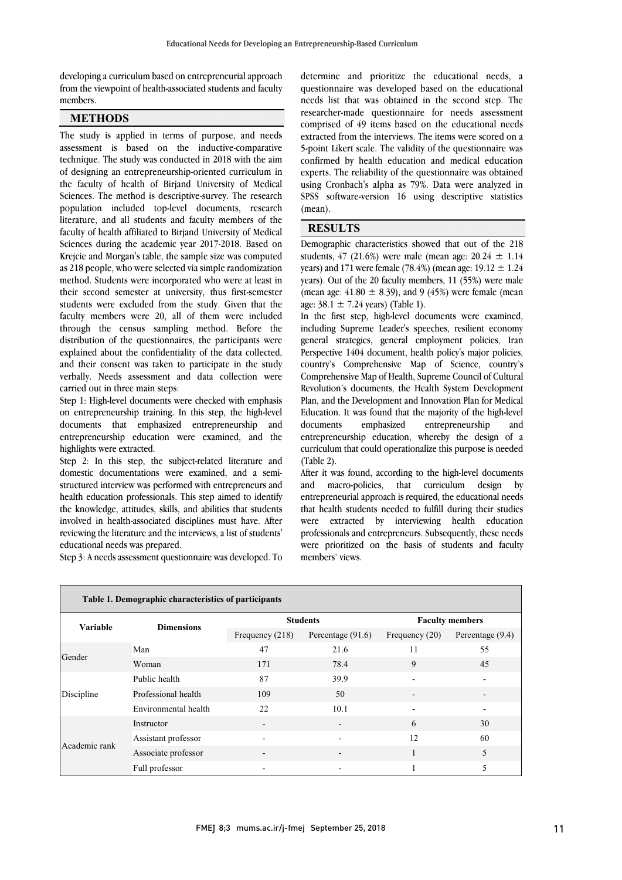developing a curriculum based on entrepreneurial approach from the viewpoint of health-associated students and faculty members.

## METHODS

The study is applied in terms of purpose, and needs assessment is based on the inductive-comparative technique. The study was conducted in 2018 with the aim of designing an entrepreneurship-oriented curriculum in the faculty of health of Birjand University of Medical Sciences. The method is descriptive-survey. The research population included top-level documents, research literature, and all students and faculty members of the faculty of health affiliated to Birjand University of Medical Sciences during the academic year 2017-2018. Based on Krejcie and Morgan's table, the sample size was computed as 218 people, who were selected via simple randomization method. Students were incorporated who were at least in their second semester at university, thus first-semester students were excluded from the study. Given that the faculty members were 20, all of them were included through the census sampling method. Before the distribution of the questionnaires, the participants were explained about the confidentiality of the data collected, and their consent was taken to participate in the study verbally. Needs assessment and data collection were carried out in three main steps:

Step 1: High-level documents were checked with emphasis on entrepreneurship training. In this step, the high-level documents that emphasized entrepreneurship and entrepreneurship education were examined, and the highlights were extracted.

Step 2: In this step, the subject-related literature and domestic documentations were examined, and a semi-structured interview was performed with entrepreneurs and health education professionals. This step aimed to identify the knowledge, attitudes, skills, and abilities that students involved in health-associated disciplines must have. After reviewing the literature and the interviews, a list of students' educational needs was prepared.

Step 3: A needs assessment questionnaire was developed. To determine and prioritize the educational needs, a questionnaire was developed based on the educational needs list that was obtained in the second step. The researcher-made questionnaire for needs assessment comprised of 49 items based on the educational needs extracted from the interviews. The items were scored on a 5-point Likert scale. The validity of the questionnaire was confirmed by health education and medical education experts. The reliability of the questionnaire was obtained using Cronbach's alpha as 79%. Data were analyzed in SPSS software-version 16 using descriptive statistics (mean).

## RESULTS

Demographic characteristics showed that out of the 218 students, 47 (21.6%) were male (mean age: $20.24 \pm 1.14$ years) and 171 were female (78.4%) (mean age: $19.12 \pm 1.24$ years). Out of the 20 faculty members, 11 (55%) were male (mean age: $41.80 \pm 8.39$), and 9 (45%) were female (mean age: $38.1 \pm 7.24$ years) (Table 1).

In the first step, high-level documents were examined, including Supreme Leader's speeches, resilient economy general strategies, general employment policies, Iran Perspective 1404 document, health policy's major policies, country's Comprehensive Map of Science, country's Comprehensive Map of Health, Supreme Council of Cultural Revolution's documents, the Health System Development Plan, and the Development and Innovation Plan for Medical Education. It was found that the majority of the high-level documents emphasized entrepreneurship and entrepreneurship education, whereby the design of a curriculum that could operationalize this purpose is needed (Table 2).

After it was found, according to the high-level documents and macro-policies, that curriculum design by entrepreneurial approach is required, the educational needs that health students needed to fulfill during their studies were extracted by interviewing health education professionals and entrepreneurs. Subsequently, these needs were prioritized on the basis of students and faculty members' views.

**Table 1. Demographic characteristics of participants**

| Variable | Dimensions | Students | | Faculty members | |
|---|---|---|---|---|---|
| | | Frequency (218) | Percentage (91.6) | Frequency (20) | Percentage (9.4) |
| Gender | Man | 47 | 21.6 | 11 | 55 |
| | Woman | 171 | 78.4 | 9 | 45 |
| Discipline | Public health | 87 | 39.9 | - | - |
| | Professional health | 109 | 50 | - | - |
| | Environmental health | 22 | 10.1 | - | - |
| Academic rank | Instructor | - | - | 6 | 30 |
| | Assistant professor | - | - | 12 | 60 |
| | Associate professor | - | - | 1 | 5 |
| | Full professor | - | - | 1 | 5 |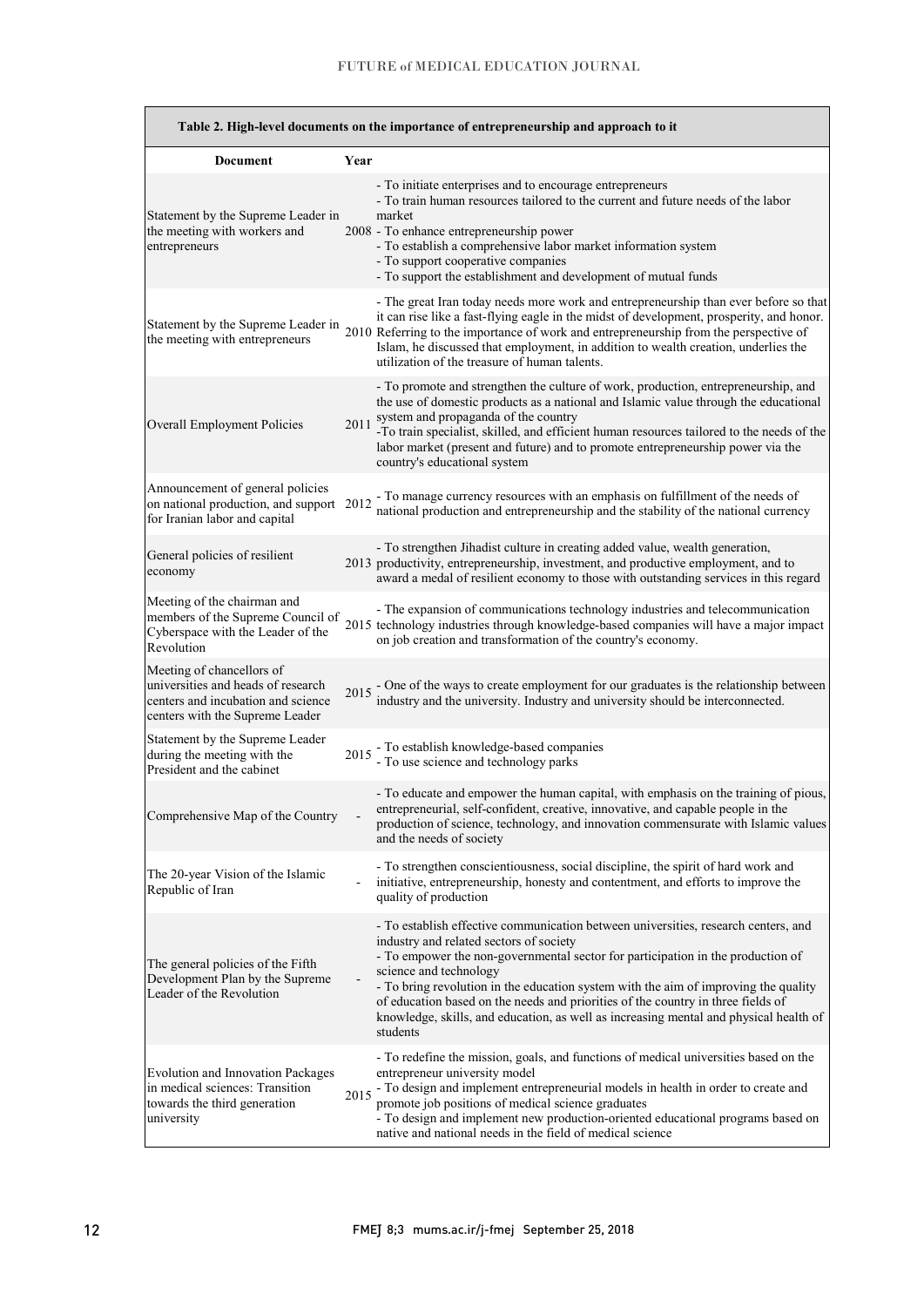**Table 2. High-level documents on the importance of entrepreneurship and approach to it**

| Document | Year | |
|---|---|---|
| Statement by the Supreme Leader in the meeting with workers and entrepreneurs | 2008 | - To initiate enterprises and to encourage entrepreneurs<br>- To train human resources tailored to the current and future needs of the labor market<br>- To enhance entrepreneurship power<br>- To establish a comprehensive labor market information system<br>- To support cooperative companies<br>- To support the establishment and development of mutual funds |
| Statement by the Supreme Leader in the meeting with entrepreneurs | 2010 | - The great Iran today needs more work and entrepreneurship than ever before so that it can rise like a fast-flying eagle in the midst of development, prosperity, and honor. Referring to the importance of work and entrepreneurship from the perspective of Islam, he discussed that employment, in addition to wealth creation, underlies the utilization of the treasure of human talents. |
| Overall Employment Policies | 2011 | - To promote and strengthen the culture of work, production, entrepreneurship, and the use of domestic products as a national and Islamic value through the educational system and propaganda of the country<br>-To train specialist, skilled, and efficient human resources tailored to the needs of the labor market (present and future) and to promote entrepreneurship power via the country's educational system |
| Announcement of general policies on national production, and support for Iranian labor and capital | 2012 | - To manage currency resources with an emphasis on fulfillment of the needs of national production and entrepreneurship and the stability of the national currency |
| General policies of resilient economy | 2013 | - To strengthen Jihadist culture in creating added value, wealth generation, productivity, entrepreneurship, investment, and productive employment, and to award a medal of resilient economy to those with outstanding services in this regard |
| Meeting of the chairman and members of the Supreme Council of Cyberspace with the Leader of the Revolution | 2015 | - The expansion of communications technology industries and telecommunication technology industries through knowledge-based companies will have a major impact on job creation and transformation of the country's economy. |
| Meeting of chancellors of universities and heads of research centers and incubation and science centers with the Supreme Leader | 2015 | - One of the ways to create employment for our graduates is the relationship between industry and the university. Industry and university should be interconnected. |
| Statement by the Supreme Leader during the meeting with the President and the cabinet | 2015 | - To establish knowledge-based companies<br>- To use science and technology parks |
| Comprehensive Map of the Country | - | - To educate and empower the human capital, with emphasis on the training of pious, entrepreneurial, self-confident, creative, innovative, and capable people in the production of science, technology, and innovation commensurate with Islamic values and the needs of society |
| The 20-year Vision of the Islamic Republic of Iran | - | - To strengthen conscientiousness, social discipline, the spirit of hard work and initiative, entrepreneurship, honesty and contentment, and efforts to improve the quality of production |
| The general policies of the Fifth Development Plan by the Supreme Leader of the Revolution | - | - To establish effective communication between universities, research centers, and industry and related sectors of society<br>- To empower the non-governmental sector for participation in the production of science and technology<br>- To bring revolution in the education system with the aim of improving the quality of education based on the needs and priorities of the country in three fields of knowledge, skills, and education, as well as increasing mental and physical health of students |
| Evolution and Innovation Packages in medical sciences: Transition towards the third generation university | 2015 | - To redefine the mission, goals, and functions of medical universities based on the entrepreneur university model<br>- To design and implement entrepreneurial models in health in order to create and promote job positions of medical science graduates<br>- To design and implement new production-oriented educational programs based on native and national needs in the field of medical science |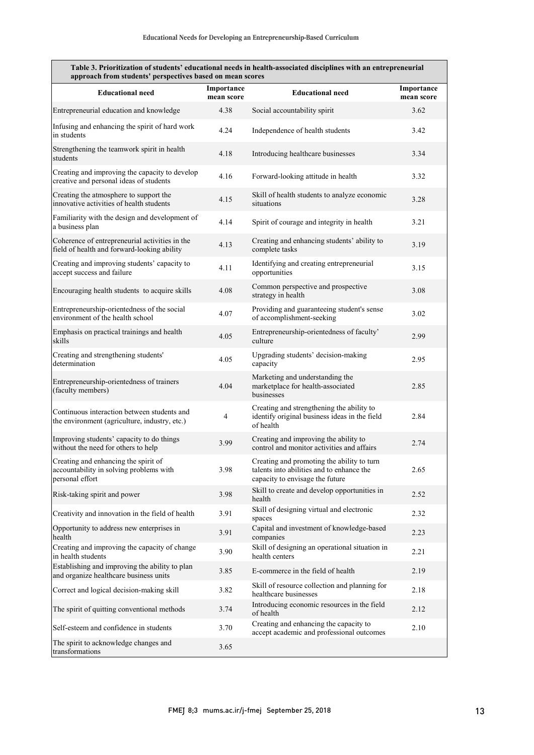**Table 3. Prioritization of students' educational needs in health-associated disciplines with an entrepreneurial approach from students' perspectives based on mean scores**

| Educational need | Importance mean score | Educational need | Importance mean score |
|---|---|---|---|
| Entrepreneurial education and knowledge | 4.38 | Social accountability spirit | 3.62 |
| Infusing and enhancing the spirit of hard work in students | 4.24 | Independence of health students | 3.42 |
| Strengthening the teamwork spirit in health students | 4.18 | Introducing healthcare businesses | 3.34 |
| Creating and improving the capacity to develop creative and personal ideas of students | 4.16 | Forward-looking attitude in health | 3.32 |
| Creating the atmosphere to support the innovative activities of health students | 4.15 | Skill of health students to analyze economic situations | 3.28 |
| Familiarity with the design and development of a business plan | 4.14 | Spirit of courage and integrity in health | 3.21 |
| Coherence of entrepreneurial activities in the field of health and forward-looking ability | 4.13 | Creating and enhancing students' ability to complete tasks | 3.19 |
| Creating and improving students' capacity to accept success and failure | 4.11 | Identifying and creating entrepreneurial opportunities | 3.15 |
| Encouraging health students to acquire skills | 4.08 | Common perspective and prospective strategy in health | 3.08 |
| Entrepreneurship-orientedness of the social environment of the health school | 4.07 | Providing and guaranteeing student's sense of accomplishment-seeking | 3.02 |
| Emphasis on practical trainings and health skills | 4.05 | Entrepreneurship-orientedness of faculty' culture | 2.99 |
| Creating and strengthening students' determination | 4.05 | Upgrading students' decision-making capacity | 2.95 |
| Entrepreneurship-orientedness of trainers (faculty members) | 4.04 | Marketing and understanding the marketplace for health-associated businesses | 2.85 |
| Continuous interaction between students and the environment (agriculture, industry, etc.) | 4 | Creating and strengthening the ability to identify original business ideas in the field of health | 2.84 |
| Improving students' capacity to do things without the need for others to help | 3.99 | Creating and improving the ability to control and monitor activities and affairs | 2.74 |
| Creating and enhancing the spirit of accountability in solving problems with personal effort | 3.98 | Creating and promoting the ability to turn talents into abilities and to enhance the capacity to envisage the future | 2.65 |
| Risk-taking spirit and power | 3.98 | Skill to create and develop opportunities in health | 2.52 |
| Creativity and innovation in the field of health | 3.91 | Skill of designing virtual and electronic spaces | 2.32 |
| Opportunity to address new enterprises in health | 3.91 | Capital and investment of knowledge-based companies | 2.23 |
| Creating and improving the capacity of change in health students | 3.90 | Skill of designing an operational situation in health centers | 2.21 |
| Establishing and improving the ability to plan and organize healthcare business units | 3.85 | E-commerce in the field of health | 2.19 |
| Correct and logical decision-making skill | 3.82 | Skill of resource collection and planning for healthcare businesses | 2.18 |
| The spirit of quitting conventional methods | 3.74 | Introducing economic resources in the field of health | 2.12 |
| Self-esteem and confidence in students | 3.70 | Creating and enhancing the capacity to accept academic and professional outcomes | 2.10 |
| The spirit to acknowledge changes and transformations | 3.65 | | |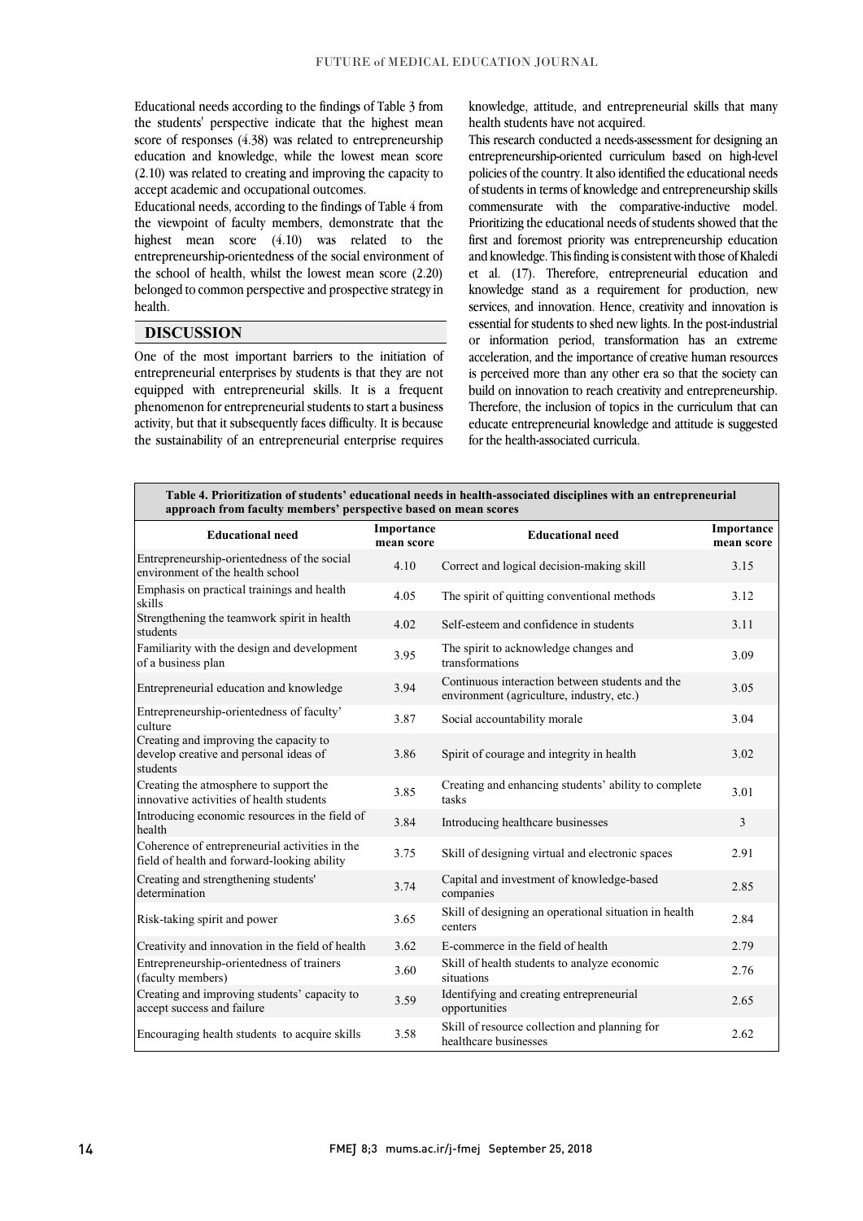Educational needs according to the findings of Table 3 from the students' perspective indicate that the highest mean score of responses (4.38) was related to entrepreneurship education and knowledge, while the lowest mean score (2.10) was related to creating and improving the capacity to accept academic and occupational outcomes.

Educational needs, according to the findings of Table 4 from the viewpoint of faculty members, demonstrate that the highest mean score (4.10) was related to the entrepreneurship-orientedness of the social environment of the school of health, whilst the lowest mean score (2.20) belonged to common perspective and prospective strategy in health.

## DISCUSSION

One of the most important barriers to the initiation of entrepreneurial enterprises by students is that they are not equipped with entrepreneurial skills. It is a frequent phenomenon for entrepreneurial students to start a business activity, but that it subsequently faces difficulty. It is because the sustainability of an entrepreneurial enterprise requires knowledge, attitude, and entrepreneurial skills that many health students have not acquired.

This research conducted a needs-assessment for designing an entrepreneurship-oriented curriculum based on high-level policies of the country. It also identified the educational needs of students in terms of knowledge and entrepreneurship skills commensurate with the comparative-inductive model. Prioritizing the educational needs of students showed that the first and foremost priority was entrepreneurship education and knowledge. This finding is consistent with those of Khaledi et al. (17). Therefore, entrepreneurial education and knowledge stand as a requirement for production, new services, and innovation. Hence, creativity and innovation is essential for students to shed new lights. In the post-industrial or information period, transformation has an extreme acceleration, and the importance of creative human resources is perceived more than any other era so that the society can build on innovation to reach creativity and entrepreneurship. Therefore, the inclusion of topics in the curriculum that can educate entrepreneurial knowledge and attitude is suggested for the health-associated curricula.

**Table 4. Prioritization of students' educational needs in health-associated disciplines with an entrepreneurial approach from faculty members' perspective based on mean scores**

| Educational need | Importance mean score | Educational need | Importance mean score |
|---|---|---|---|
| Entrepreneurship-orientedness of the social environment of the health school | 4.10 | Correct and logical decision-making skill | 3.15 |
| Emphasis on practical trainings and health skills | 4.05 | The spirit of quitting conventional methods | 3.12 |
| Strengthening the teamwork spirit in health students | 4.02 | Self-esteem and confidence in students | 3.11 |
| Familiarity with the design and development of a business plan | 3.95 | The spirit to acknowledge changes and transformations | 3.09 |
| Entrepreneurial education and knowledge | 3.94 | Continuous interaction between students and the environment (agriculture, industry, etc.) | 3.05 |
| Entrepreneurship-orientedness of faculty' culture | 3.87 | Social accountability morale | 3.04 |
| Creating and improving the capacity to develop creative and personal ideas of students | 3.86 | Spirit of courage and integrity in health | 3.02 |
| Creating the atmosphere to support the innovative activities of health students | 3.85 | Creating and enhancing students' ability to complete tasks | 3.01 |
| Introducing economic resources in the field of health | 3.84 | Introducing healthcare businesses | 3 |
| Coherence of entrepreneurial activities in the field of health and forward-looking ability | 3.75 | Skill of designing virtual and electronic spaces | 2.91 |
| Creating and strengthening students' determination | 3.74 | Capital and investment of knowledge-based companies | 2.85 |
| Risk-taking spirit and power | 3.65 | Skill of designing an operational situation in health centers | 2.84 |
| Creativity and innovation in the field of health | 3.62 | E-commerce in the field of health | 2.79 |
| Entrepreneurship-orientedness of trainers (faculty members) | 3.60 | Skill of health students to analyze economic situations | 2.76 |
| Creating and improving students' capacity to accept success and failure | 3.59 | Identifying and creating entrepreneurial opportunities | 2.65 |
| Encouraging health students to acquire skills | 3.58 | Skill of resource collection and planning for healthcare businesses | 2.62 |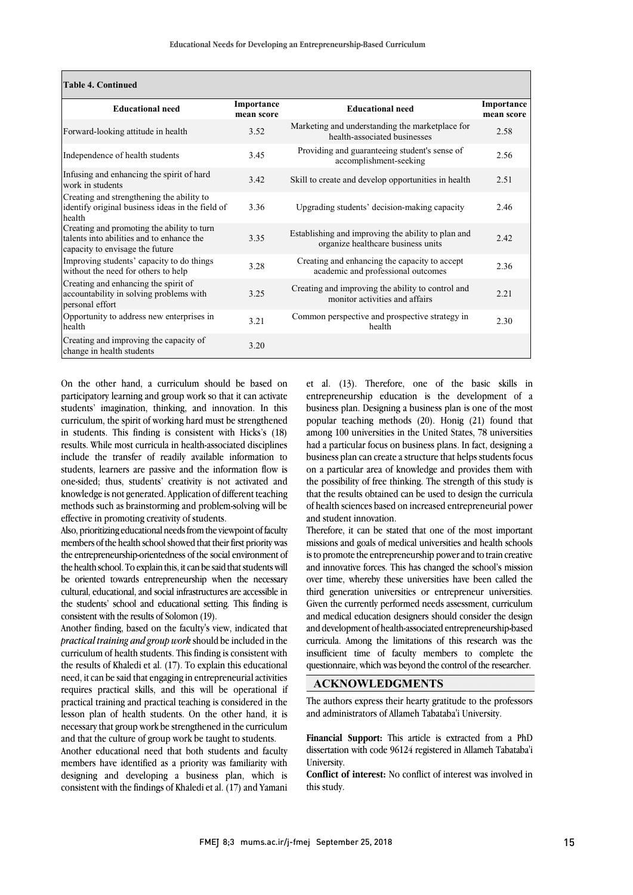**Table 4. Continued**

| Educational need | Importance mean score | Educational need | Importance mean score |
|---|---|---|---|
| Forward-looking attitude in health | 3.52 | Marketing and understanding the marketplace for health-associated businesses | 2.58 |
| Independence of health students | 3.45 | Providing and guaranteeing student's sense of accomplishment-seeking | 2.56 |
| Infusing and enhancing the spirit of hard work in students | 3.42 | Skill to create and develop opportunities in health | 2.51 |
| Creating and strengthening the ability to identify original business ideas in the field of health | 3.36 | Upgrading students' decision-making capacity | 2.46 |
| Creating and promoting the ability to turn talents into abilities and to enhance the capacity to envisage the future | 3.35 | Establishing and improving the ability to plan and organize healthcare business units | 2.42 |
| Improving students' capacity to do things without the need for others to help | 3.28 | Creating and enhancing the capacity to accept academic and professional outcomes | 2.36 |
| Creating and enhancing the spirit of accountability in solving problems with personal effort | 3.25 | Creating and improving the ability to control and monitor activities and affairs | 2.21 |
| Opportunity to address new enterprises in health | 3.21 | Common perspective and prospective strategy in health | 2.30 |
| Creating and improving the capacity of change in health students | 3.20 | | |

On the other hand, a curriculum should be based on participatory learning and group work so that it can activate students' imagination, thinking, and innovation. In this curriculum, the spirit of working hard must be strengthened in students. This finding is consistent with Hicks's (18) results. While most curricula in health-associated disciplines include the transfer of readily available information to students, learners are passive and the information flow is one-sided; thus, students' creativity is not activated and knowledge is not generated. Application of different teaching methods such as brainstorming and problem-solving will be effective in promoting creativity of students.

Also, prioritizing educational needs from the viewpoint of faculty members of the health school showed that their first priority was the entrepreneurship-orientedness of the social environment of the health school. To explain this, it can be said that students will be oriented towards entrepreneurship when the necessary cultural, educational, and social infrastructures are accessible in the students' school and educational setting. This finding is consistent with the results of Solomon (19).

Another finding, based on the faculty's view, indicated that *practical training and group work* should be included in the curriculum of health students. This finding is consistent with the results of Khaledi et al. (17). To explain this educational need, it can be said that engaging in entrepreneurial activities requires practical skills, and this will be operational if practical training and practical teaching is considered in the lesson plan of health students. On the other hand, it is necessary that group work be strengthened in the curriculum and that the culture of group work be taught to students.

Another educational need that both students and faculty members have identified as a priority was familiarity with designing and developing a business plan, which is consistent with the findings of Khaledi et al. (17) and Yamani et al. (13). Therefore, one of the basic skills in entrepreneurship education is the development of a business plan. Designing a business plan is one of the most popular teaching methods (20). Honig (21) found that among 100 universities in the United States, 78 universities had a particular focus on business plans. In fact, designing a business plan can create a structure that helps students focus on a particular area of knowledge and provides them with the possibility of free thinking. The strength of this study is that the results obtained can be used to design the curricula of health sciences based on increased entrepreneurial power and student innovation.

Therefore, it can be stated that one of the most important missions and goals of medical universities and health schools is to promote the entrepreneurship power and to train creative and innovative forces. This has changed the school's mission over time, whereby these universities have been called the third generation universities or entrepreneur universities. Given the currently performed needs assessment, curriculum and medical education designers should consider the design and development of health-associated entrepreneurship-based curricula. Among the limitations of this research was the insufficient time of faculty members to complete the questionnaire, which was beyond the control of the researcher.

## ACKNOWLEDGMENTS

The authors express their hearty gratitude to the professors and administrators of Allameh Tabataba'i University.

**Financial Support:** This article is extracted from a PhD dissertation with code 96124 registered in Allameh Tabataba'i University.

**Conflict of interest:** No conflict of interest was involved in this study.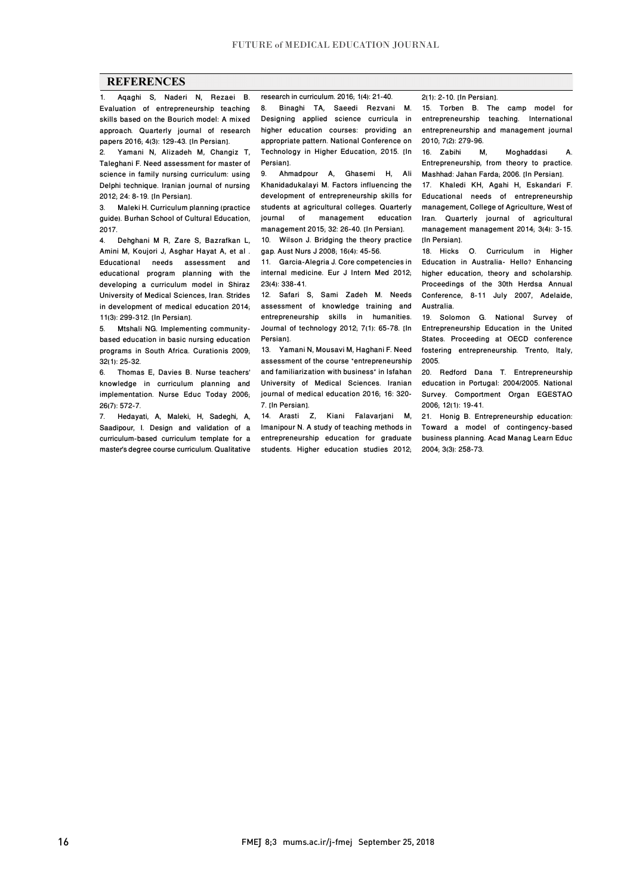## REFERENCES

1. Aqaghi S, Naderi N, Rezaei B. Evaluation of entrepreneurship teaching skills based on the Bourich model: A mixed approach. Quarterly journal of research papers 2016; 4(3): 129-43. [In Persian].
2. Yamani N, Alizadeh M, Changiz T, Taleghani F. Need assessment for master of science in family nursing curriculum: using Delphi technique. Iranian journal of nursing 2012; 24: 8-19. [In Persian].
3. Maleki H. Curriculum planning (practice guide). Burhan School of Cultural Education, 2017.
4. Dehghani M R, Zare S, Bazrafkan L, Amini M, Koujori J, Asghar Hayat A, et al . Educational needs assessment and educational program planning with the developing a curriculum model in Shiraz University of Medical Sciences, Iran. Strides in development of medical education 2014; 11(3): 299-312. [In Persian].
5. Mtshali NG. Implementing community-based education in basic nursing education programs in South Africa. Curationis 2009; 32(1): 25-32.
6. Thomas E, Davies B. Nurse teachers' knowledge in curriculum planning and implementation. Nurse Educ Today 2006; 26(7): 572-7.
7. Hedayati, A, Maleki, H, Sadeghi, A, Saadipour, I. Design and validation of a curriculum-based curriculum template for a master's degree course curriculum. Qualitative research in curriculum. 2016; 1(4): 21-40.
8. Binaghi TA, Saeedi Rezvani M. Designing applied science curricula in higher education courses: providing an appropriate pattern. National Conference on Technology in Higher Education, 2015. [In Persian].
9. Ahmadpour A, Ghasemi H, Ali Khanidadukalayi M. Factors influencing the development of entrepreneurship skills for students at agricultural colleges. Quarterly journal of management education management 2015; 32: 26-40. [In Persian].
10. Wilson J. Bridging the theory practice gap. Aust Nurs J 2008; 16(4): 45-56.
11. Garcia-Alegria J. Core competencies in internal medicine. Eur J Intern Med 2012; 23(4): 338-41.
12. Safari S, Sami Zadeh M. Needs assessment of knowledge training and entrepreneurship skills in humanities. Journal of technology 2012; 7(1): 65-78. [In Persian].
13. Yamani N, Mousavi M, Haghani F. Need assessment of the course "entrepreneurship and familiarization with business" in Isfahan University of Medical Sciences. Iranian journal of medical education 2016; 16: 320-7. [In Persian].
14. Arasti Z, Kiani Falavarjani M, Imanipour N. A study of teaching methods in entrepreneurship education for graduate students. Higher education studies 2012; 2(1): 2-10. [In Persian].
15. Torben B. The camp model for entrepreneurship teaching. International entrepreneurship and management journal 2010; 7(2): 279-96.
16. Zabihi M, Moghaddasi A. Entrepreneurship, from theory to practice. Mashhad: Jahan Farda; 2006. [In Persian].
17. Khaledi KH, Agahi H, Eskandari F. Educational needs of entrepreneurship management, College of Agriculture, West of Iran. Quarterly journal of agricultural management management 2014; 3(4): 3-15. [In Persian].
18. Hicks O. Curriculum in Higher Education in Australia- Hello? Enhancing higher education, theory and scholarship. Proceedings of the 30th Herdsa Annual Conference, 8-11 July 2007, Adelaide, Australia.
19. Solomon G. National Survey of Entrepreneurship Education in the United States. Proceeding at OECD conference fostering entrepreneurship. Trento, Italy, 2005.
20. Redford Dana T. Entrepreneurship education in Portugal: 2004/2005. National Survey. Comportment Organ EGESTAO 2006; 12(1): 19-41.
21. Honig B. Entrepreneurship education: Toward a model of contingency-based business planning. Acad Manag Learn Educ 2004; 3(3): 258-73.